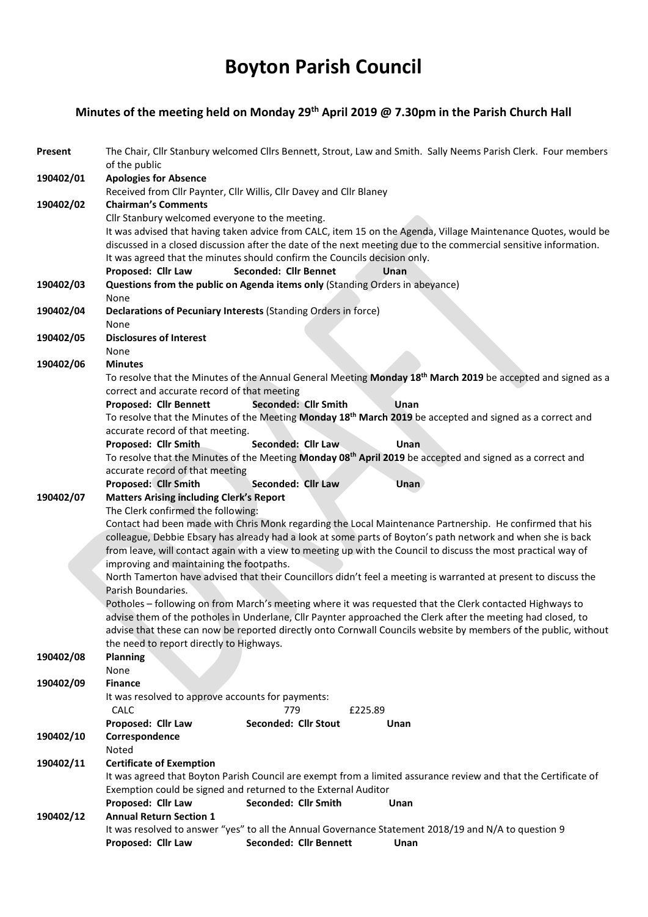# Boyton Parish Council

## Minutes of the meeting held on Monday 29th April 2019 @ 7.30pm in the Parish Church Hall

**Present** The Chair, Cllr Stanbury welcomed Cllrs Bennett, Strout, Law and Smith. Sally Neems Parish Clerk. Four members of the public

**190402/01 Apologies for Absence**

Received from Cllr Paynter, Cllr Willis, Cllr Davey and Cllr Blaney

**190402/02 Chairman's Comments**

Cllr Stanbury welcomed everyone to the meeting.

It was advised that having taken advice from CALC, item 15 on the Agenda, Village Maintenance Quotes, would be discussed in a closed discussion after the date of the next meeting due to the commercial sensitive information.

It was agreed that the minutes should confirm the Councils decision only.

**Proposed: Cllr Law Seconded: Cllr Bennet Unan**

**190402/03 Questions from the public on Agenda items only** (Standing Orders in abeyance)

None

**190402/04 Declarations of Pecuniary Interests** (Standing Orders in force)

None

**190402/05 Disclosures of Interest**

None

**190402/06 Minutes**

To resolve that the Minutes of the Annual General Meeting **Monday 18th March 2019** be accepted and signed as a correct and accurate record of that meeting

**Proposed: Cllr Bennett Seconded: Cllr Smith Unan**

To resolve that the Minutes of the Meeting **Monday 18th March 2019** be accepted and signed as a correct and accurate record of that meeting.

**Proposed: Cllr Smith Seconded: Cllr Law Unan**

To resolve that the Minutes of the Meeting **Monday 08th April 2019** be accepted and signed as a correct and accurate record of that meeting

**Proposed: Cllr Smith Seconded: Cllr Law Unan**

**190402/07 Matters Arising including Clerk's Report**

The Clerk confirmed the following:

Contact had been made with Chris Monk regarding the Local Maintenance Partnership. He confirmed that his colleague, Debbie Ebsary has already had a look at some parts of Boyton's path network and when she is back from leave, will contact again with a view to meeting up with the Council to discuss the most practical way of improving and maintaining the footpaths.

North Tamerton have advised that their Councillors didn't feel a meeting is warranted at present to discuss the Parish Boundaries.

Potholes – following on from March's meeting where it was requested that the Clerk contacted Highways to advise them of the potholes in Underlane, Cllr Paynter approached the Clerk after the meeting had closed, to advise that these can now be reported directly onto Cornwall Councils website by members of the public, without the need to report directly to Highways.

**190402/08 Planning**

None

**190402/09 Finance**

It was resolved to approve accounts for payments:

| | | |
|---|---|---|
| CALC | 779 | £225.89 |

**Proposed: Cllr Law Seconded: Cllr Stout Unan**

**190402/10 Correspondence**

Noted

**190402/11 Certificate of Exemption**

It was agreed that Boyton Parish Council are exempt from a limited assurance review and that the Certificate of Exemption could be signed and returned to the External Auditor

**Proposed: Cllr Law Seconded: Cllr Smith Unan**

**190402/12 Annual Return Section 1**

It was resolved to answer "yes" to all the Annual Governance Statement 2018/19 and N/A to question 9

**Proposed: Cllr Law Seconded: Cllr Bennett Unan**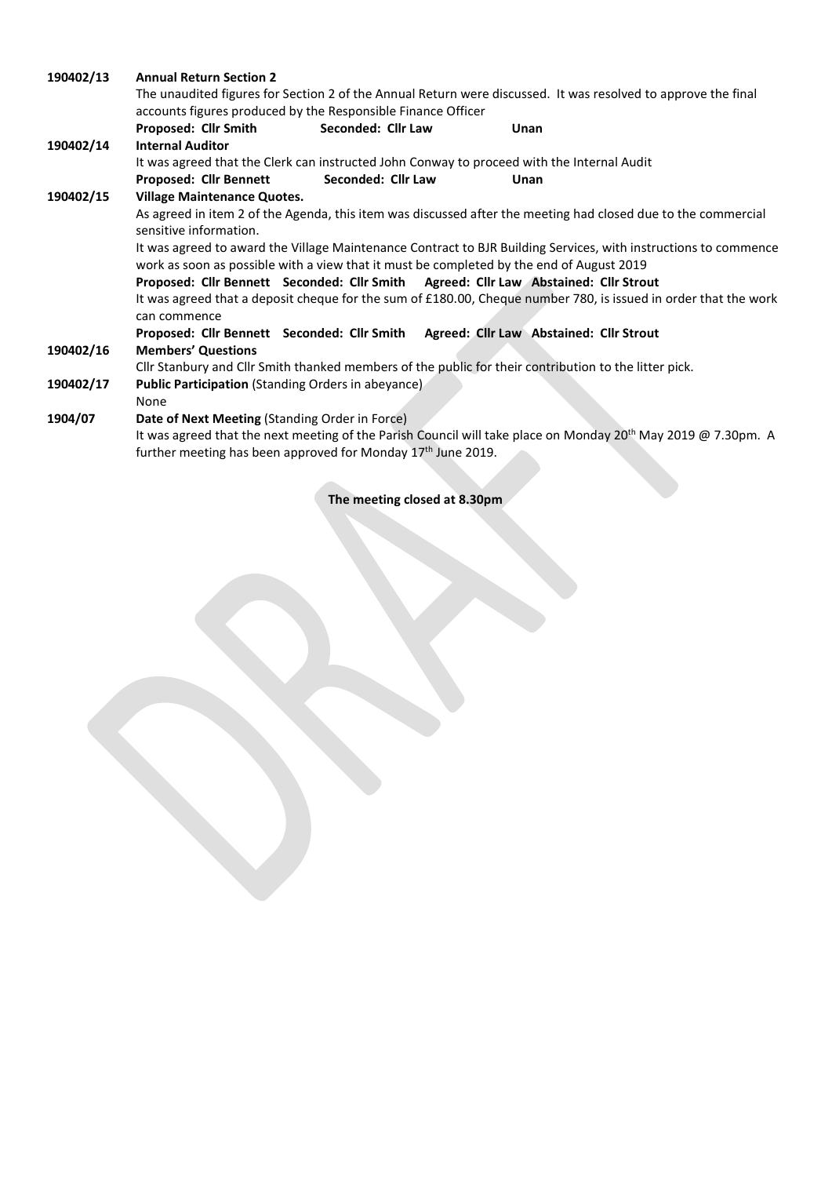**190402/13** **Annual Return Section 2**

The unaudited figures for Section 2 of the Annual Return were discussed. It was resolved to approve the final accounts figures produced by the Responsible Finance Officer

**Proposed: Cllr Smith** **Seconded: Cllr Law** **Unan**

**190402/14** **Internal Auditor**

It was agreed that the Clerk can instructed John Conway to proceed with the Internal Audit

**Proposed: Cllr Bennett** **Seconded: Cllr Law** **Unan**

**190402/15** **Village Maintenance Quotes.**

As agreed in item 2 of the Agenda, this item was discussed after the meeting had closed due to the commercial sensitive information.

It was agreed to award the Village Maintenance Contract to BJR Building Services, with instructions to commence work as soon as possible with a view that it must be completed by the end of August 2019

**Proposed: Cllr Bennett** **Seconded: Cllr Smith** **Agreed: Cllr Law** **Abstained: Cllr Strout**

It was agreed that a deposit cheque for the sum of £180.00, Cheque number 780, is issued in order that the work can commence

**Proposed: Cllr Bennett** **Seconded: Cllr Smith** **Agreed: Cllr Law** **Abstained: Cllr Strout**

**190402/16** **Members' Questions**

Cllr Stanbury and Cllr Smith thanked members of the public for their contribution to the litter pick.

**190402/17** **Public Participation** (Standing Orders in abeyance)

None

**1904/07** **Date of Next Meeting** (Standing Order in Force)

It was agreed that the next meeting of the Parish Council will take place on Monday 20th May 2019 @ 7.30pm. A further meeting has been approved for Monday 17th June 2019.

**The meeting closed at 8.30pm**